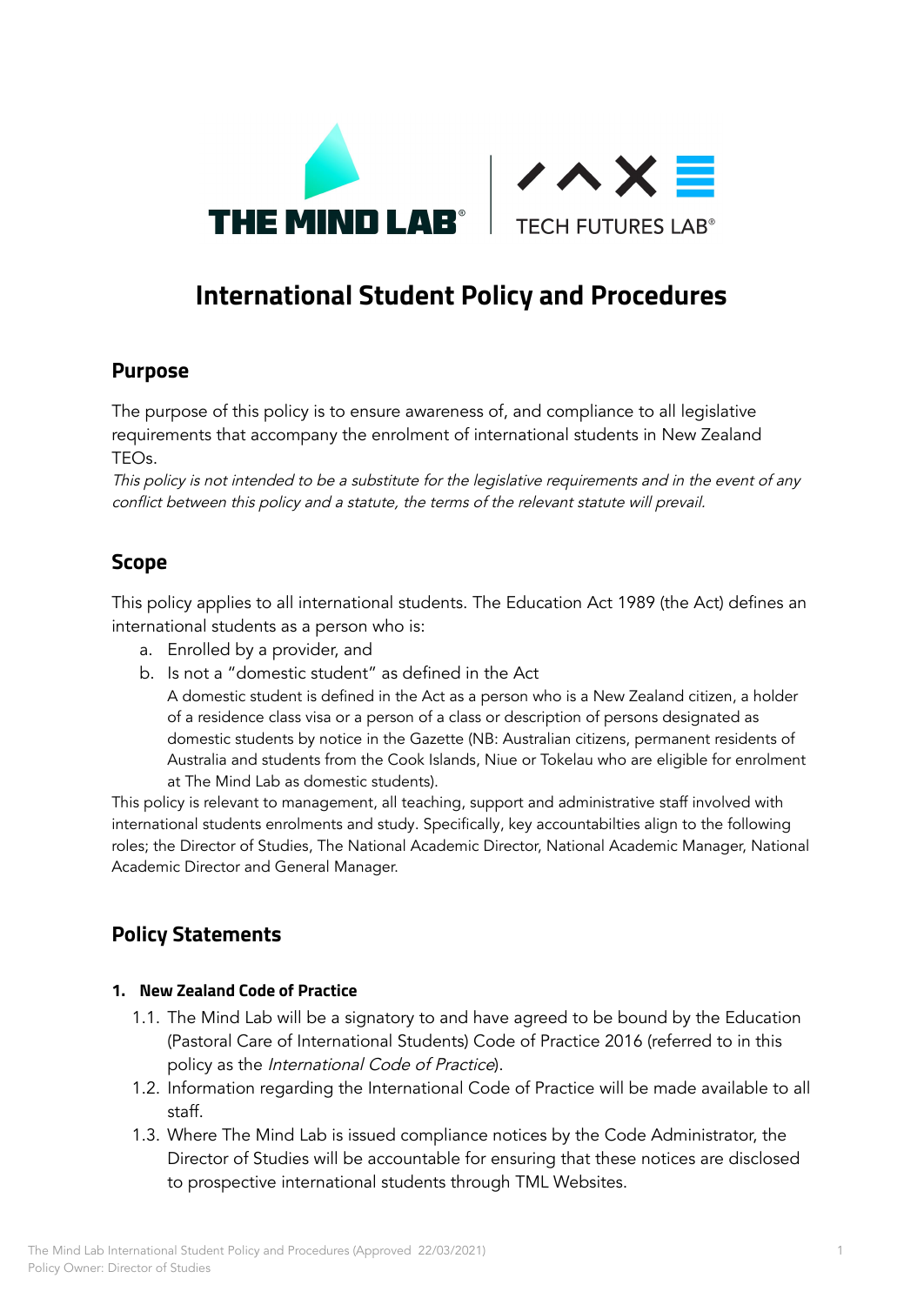# International Student Policy and Procedures

## Purpose

The purpose of this policy is to ensure awareness of, and compliance to all legislative requirements that accompany the enrolment of international students in New Zealand TEOs.

*This policy is not intended to be a substitute for the legislative requirements and in the event of any conflict between this policy and a statute, the terms of the relevant statute will prevail.*

## Scope

This policy applies to all international students. The Education Act 1989 (the Act) defines an international students as a person who is:

a. Enrolled by a provider, and
b. Is not a "domestic student" as defined in the Act

   A domestic student is defined in the Act as a person who is a New Zealand citizen, a holder of a residence class visa or a person of a class or description of persons designated as domestic students by notice in the Gazette (NB: Australian citizens, permanent residents of Australia and students from the Cook Islands, Niue or Tokelau who are eligible for enrolment at The Mind Lab as domestic students).

This policy is relevant to management, all teaching, support and administrative staff involved with international students enrolments and study. Specifically, key accountabilties align to the following roles; the Director of Studies, The National Academic Director, National Academic Manager, National Academic Director and General Manager.

## Policy Statements

### 1. New Zealand Code of Practice

1.1. The Mind Lab will be a signatory to and have agreed to be bound by the Education (Pastoral Care of International Students) Code of Practice 2016 (referred to in this policy as the *International Code of Practice*).

1.2. Information regarding the International Code of Practice will be made available to all staff.

1.3. Where The Mind Lab is issued compliance notices by the Code Administrator, the Director of Studies will be accountable for ensuring that these notices are disclosed to prospective international students through TML Websites.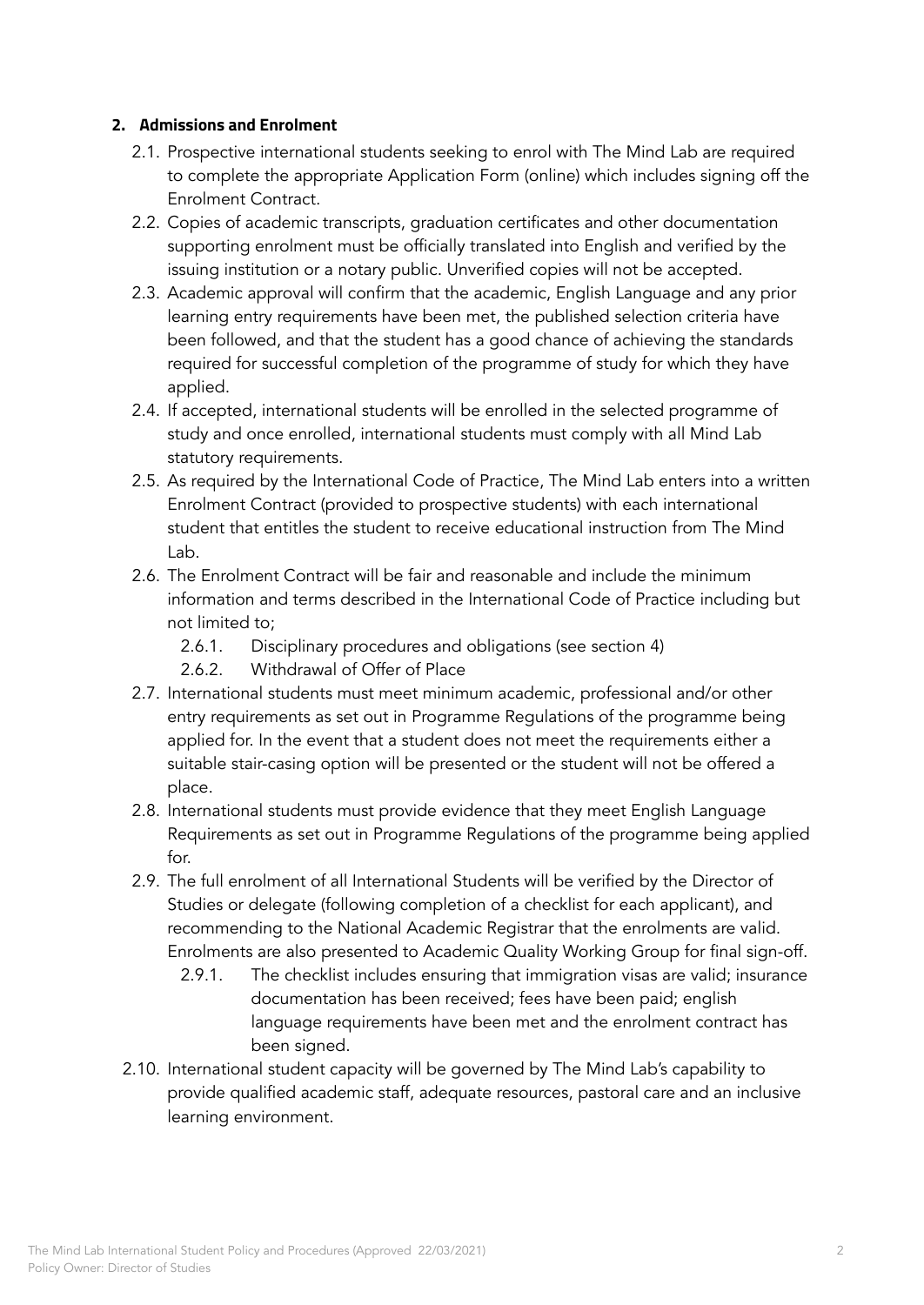## 2. Admissions and Enrolment

2.1. Prospective international students seeking to enrol with The Mind Lab are required to complete the appropriate Application Form (online) which includes signing off the Enrolment Contract.

2.2. Copies of academic transcripts, graduation certificates and other documentation supporting enrolment must be officially translated into English and verified by the issuing institution or a notary public. Unverified copies will not be accepted.

2.3. Academic approval will confirm that the academic, English Language and any prior learning entry requirements have been met, the published selection criteria have been followed, and that the student has a good chance of achieving the standards required for successful completion of the programme of study for which they have applied.

2.4. If accepted, international students will be enrolled in the selected programme of study and once enrolled, international students must comply with all Mind Lab statutory requirements.

2.5. As required by the International Code of Practice, The Mind Lab enters into a written Enrolment Contract (provided to prospective students) with each international student that entitles the student to receive educational instruction from The Mind Lab.

2.6. The Enrolment Contract will be fair and reasonable and include the minimum information and terms described in the International Code of Practice including but not limited to;

   2.6.1. Disciplinary procedures and obligations (see section 4)

   2.6.2. Withdrawal of Offer of Place

2.7. International students must meet minimum academic, professional and/or other entry requirements as set out in Programme Regulations of the programme being applied for. In the event that a student does not meet the requirements either a suitable stair-casing option will be presented or the student will not be offered a place.

2.8. International students must provide evidence that they meet English Language Requirements as set out in Programme Regulations of the programme being applied for.

2.9. The full enrolment of all International Students will be verified by the Director of Studies or delegate (following completion of a checklist for each applicant), and recommending to the National Academic Registrar that the enrolments are valid. Enrolments are also presented to Academic Quality Working Group for final sign-off.

   2.9.1. The checklist includes ensuring that immigration visas are valid; insurance documentation has been received; fees have been paid; english language requirements have been met and the enrolment contract has been signed.

2.10. International student capacity will be governed by The Mind Lab's capability to provide qualified academic staff, adequate resources, pastoral care and an inclusive learning environment.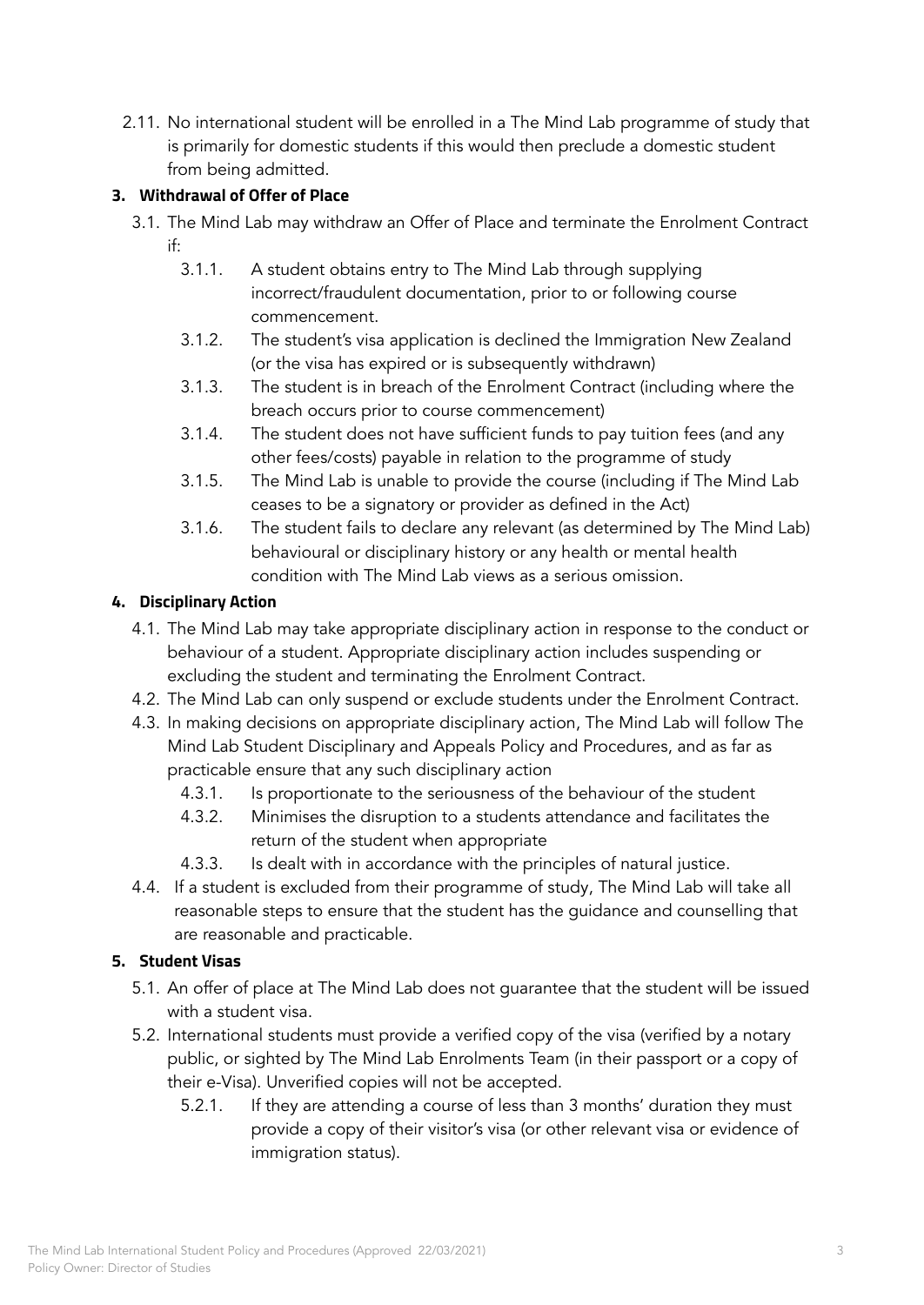2.11. No international student will be enrolled in a The Mind Lab programme of study that is primarily for domestic students if this would then preclude a domestic student from being admitted.

### 3. Withdrawal of Offer of Place

3.1. The Mind Lab may withdraw an Offer of Place and terminate the Enrolment Contract if:

- 3.1.1. A student obtains entry to The Mind Lab through supplying incorrect/fraudulent documentation, prior to or following course commencement.
- 3.1.2. The student's visa application is declined the Immigration New Zealand (or the visa has expired or is subsequently withdrawn)
- 3.1.3. The student is in breach of the Enrolment Contract (including where the breach occurs prior to course commencement)
- 3.1.4. The student does not have sufficient funds to pay tuition fees (and any other fees/costs) payable in relation to the programme of study
- 3.1.5. The Mind Lab is unable to provide the course (including if The Mind Lab ceases to be a signatory or provider as defined in the Act)
- 3.1.6. The student fails to declare any relevant (as determined by The Mind Lab) behavioural or disciplinary history or any health or mental health condition with The Mind Lab views as a serious omission.

### 4. Disciplinary Action

4.1. The Mind Lab may take appropriate disciplinary action in response to the conduct or behaviour of a student. Appropriate disciplinary action includes suspending or excluding the student and terminating the Enrolment Contract.

4.2. The Mind Lab can only suspend or exclude students under the Enrolment Contract.

4.3. In making decisions on appropriate disciplinary action, The Mind Lab will follow The Mind Lab Student Disciplinary and Appeals Policy and Procedures, and as far as practicable ensure that any such disciplinary action

- 4.3.1. Is proportionate to the seriousness of the behaviour of the student
- 4.3.2. Minimises the disruption to a students attendance and facilitates the return of the student when appropriate
- 4.3.3. Is dealt with in accordance with the principles of natural justice.

4.4. If a student is excluded from their programme of study, The Mind Lab will take all reasonable steps to ensure that the student has the guidance and counselling that are reasonable and practicable.

### 5. Student Visas

5.1. An offer of place at The Mind Lab does not guarantee that the student will be issued with a student visa.

5.2. International students must provide a verified copy of the visa (verified by a notary public, or sighted by The Mind Lab Enrolments Team (in their passport or a copy of their e-Visa). Unverified copies will not be accepted.

- 5.2.1. If they are attending a course of less than 3 months' duration they must provide a copy of their visitor's visa (or other relevant visa or evidence of immigration status).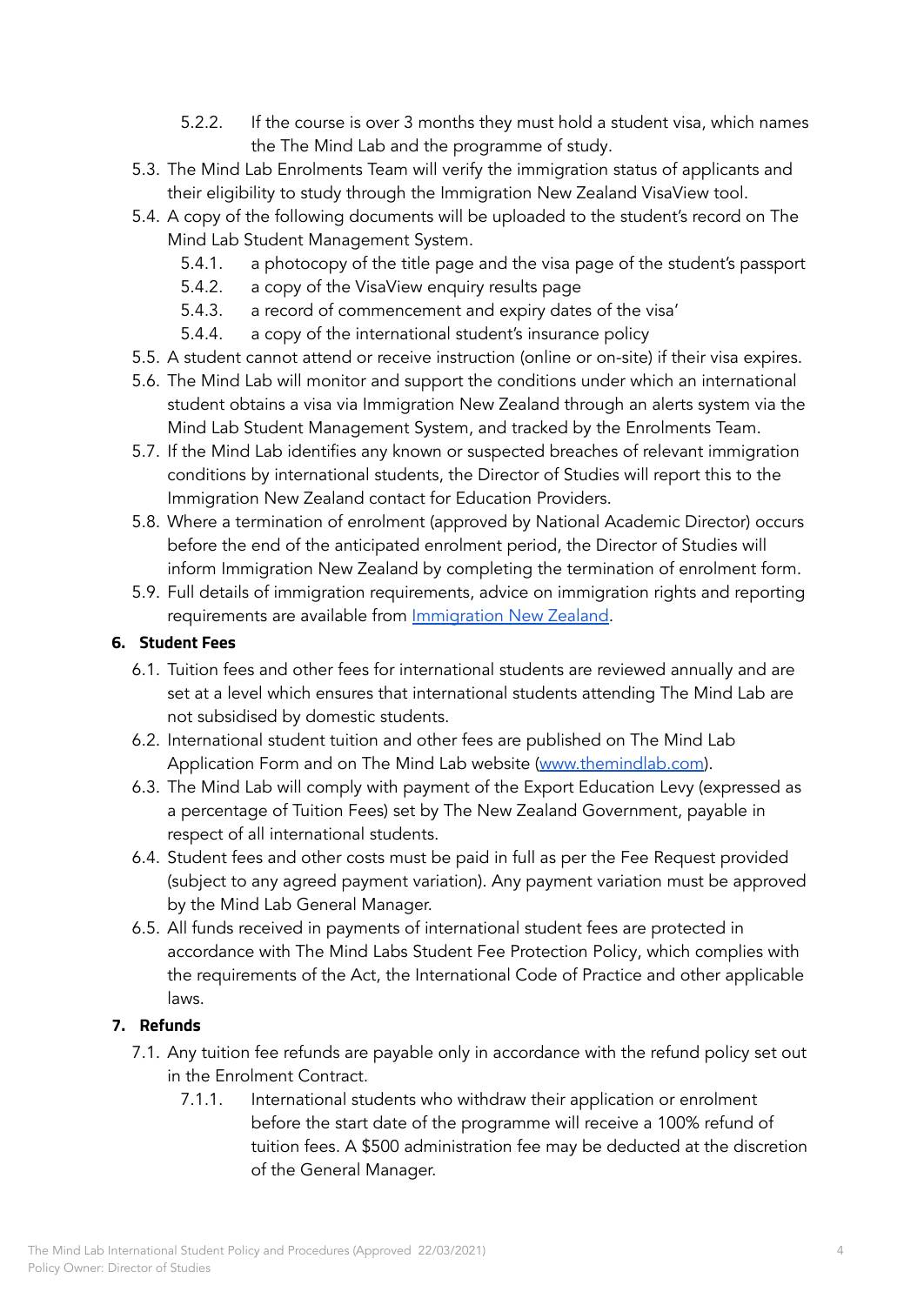- 5.2.2. If the course is over 3 months they must hold a student visa, which names the The Mind Lab and the programme of study.
- 5.3. The Mind Lab Enrolments Team will verify the immigration status of applicants and their eligibility to study through the Immigration New Zealand VisaView tool.
- 5.4. A copy of the following documents will be uploaded to the student's record on The Mind Lab Student Management System.
   - 5.4.1. a photocopy of the title page and the visa page of the student's passport
   - 5.4.2. a copy of the VisaView enquiry results page
   - 5.4.3. a record of commencement and expiry dates of the visa'
   - 5.4.4. a copy of the international student's insurance policy
- 5.5. A student cannot attend or receive instruction (online or on-site) if their visa expires.
- 5.6. The Mind Lab will monitor and support the conditions under which an international student obtains a visa via Immigration New Zealand through an alerts system via the Mind Lab Student Management System, and tracked by the Enrolments Team.
- 5.7. If the Mind Lab identifies any known or suspected breaches of relevant immigration conditions by international students, the Director of Studies will report this to the Immigration New Zealand contact for Education Providers.
- 5.8. Where a termination of enrolment (approved by National Academic Director) occurs before the end of the anticipated enrolment period, the Director of Studies will inform Immigration New Zealand by completing the termination of enrolment form.
- 5.9. Full details of immigration requirements, advice on immigration rights and reporting requirements are available from [Immigration New Zealand](Immigration New Zealand).

## 6. Student Fees

- 6.1. Tuition fees and other fees for international students are reviewed annually and are set at a level which ensures that international students attending The Mind Lab are not subsidised by domestic students.
- 6.2. International student tuition and other fees are published on The Mind Lab Application Form and on The Mind Lab website (www.themindlab.com).
- 6.3. The Mind Lab will comply with payment of the Export Education Levy (expressed as a percentage of Tuition Fees) set by The New Zealand Government, payable in respect of all international students.
- 6.4. Student fees and other costs must be paid in full as per the Fee Request provided (subject to any agreed payment variation). Any payment variation must be approved by the Mind Lab General Manager.
- 6.5. All funds received in payments of international student fees are protected in accordance with The Mind Labs Student Fee Protection Policy, which complies with the requirements of the Act, the International Code of Practice and other applicable laws.

## 7. Refunds

- 7.1. Any tuition fee refunds are payable only in accordance with the refund policy set out in the Enrolment Contract.
   - 7.1.1. International students who withdraw their application or enrolment before the start date of the programme will receive a 100% refund of tuition fees. A $500 administration fee may be deducted at the discretion of the General Manager.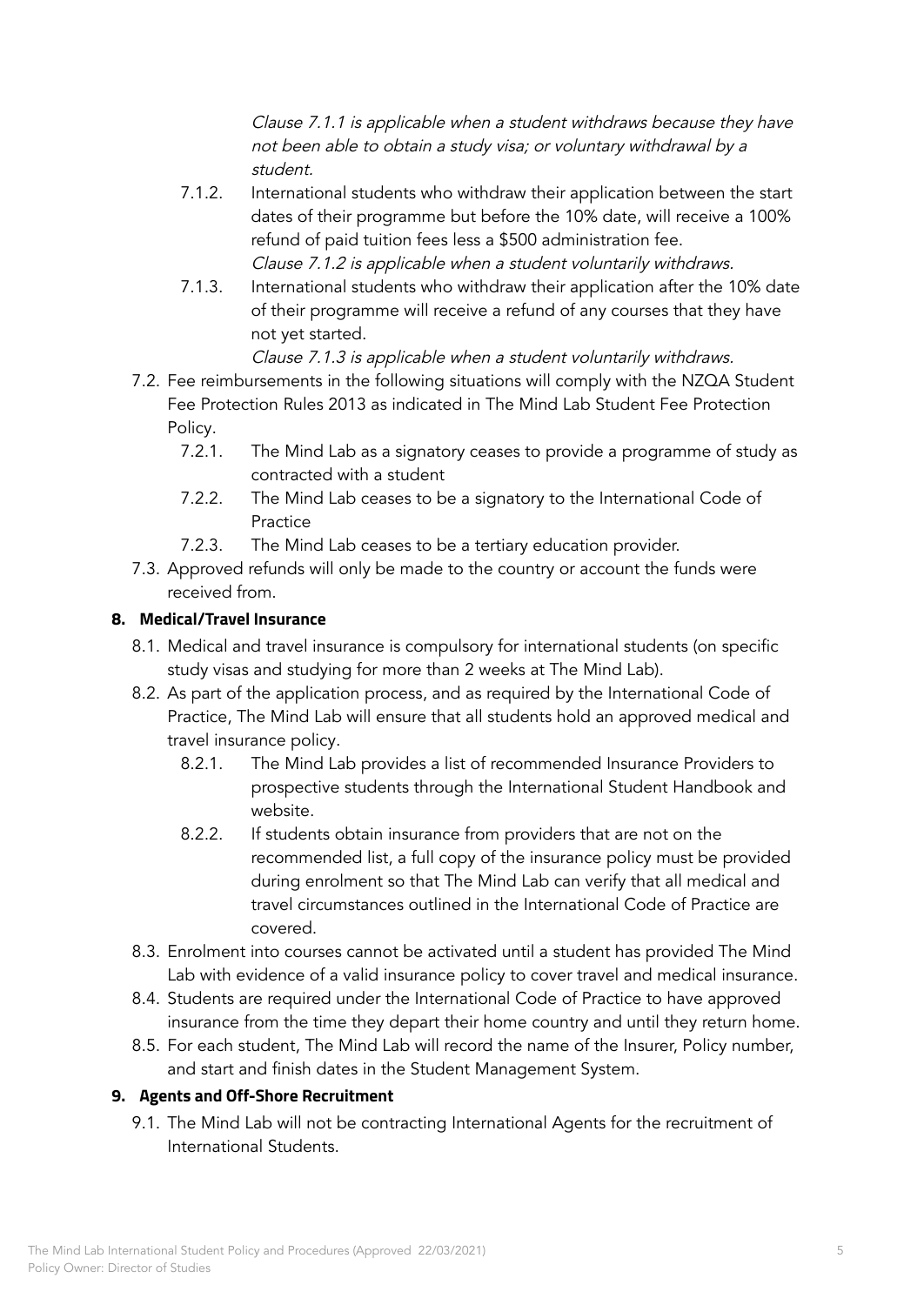*Clause 7.1.1 is applicable when a student withdraws because they have not been able to obtain a study visa; or voluntary withdrawal by a student.*

- 7.1.2. International students who withdraw their application between the start dates of their programme but before the 10% date, will receive a 100% refund of paid tuition fees less a $500 administration fee.
  *Clause 7.1.2 is applicable when a student voluntarily withdraws.*
- 7.1.3. International students who withdraw their application after the 10% date of their programme will receive a refund of any courses that they have not yet started.
  *Clause 7.1.3 is applicable when a student voluntarily withdraws.*

7.2. Fee reimbursements in the following situations will comply with the NZQA Student Fee Protection Rules 2013 as indicated in The Mind Lab Student Fee Protection Policy.

- 7.2.1. The Mind Lab as a signatory ceases to provide a programme of study as contracted with a student
- 7.2.2. The Mind Lab ceases to be a signatory to the International Code of Practice
- 7.2.3. The Mind Lab ceases to be a tertiary education provider.

7.3. Approved refunds will only be made to the country or account the funds were received from.

## 8. Medical/Travel Insurance

8.1. Medical and travel insurance is compulsory for international students (on specific study visas and studying for more than 2 weeks at The Mind Lab).

8.2. As part of the application process, and as required by the International Code of Practice, The Mind Lab will ensure that all students hold an approved medical and travel insurance policy.

- 8.2.1. The Mind Lab provides a list of recommended Insurance Providers to prospective students through the International Student Handbook and website.
- 8.2.2. If students obtain insurance from providers that are not on the recommended list, a full copy of the insurance policy must be provided during enrolment so that The Mind Lab can verify that all medical and travel circumstances outlined in the International Code of Practice are covered.

8.3. Enrolment into courses cannot be activated until a student has provided The Mind Lab with evidence of a valid insurance policy to cover travel and medical insurance.

8.4. Students are required under the International Code of Practice to have approved insurance from the time they depart their home country and until they return home.

8.5. For each student, The Mind Lab will record the name of the Insurer, Policy number, and start and finish dates in the Student Management System.

## 9. Agents and Off-Shore Recruitment

9.1. The Mind Lab will not be contracting International Agents for the recruitment of International Students.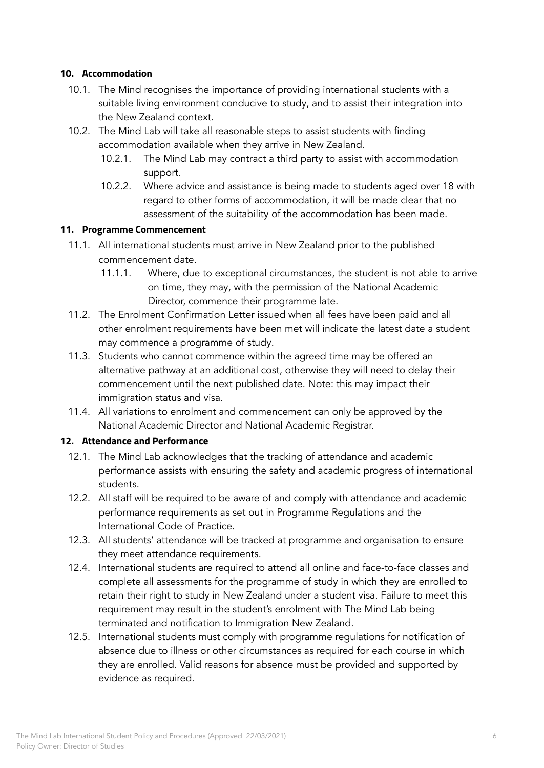## 10. Accommodation

10.1. The Mind recognises the importance of providing international students with a suitable living environment conducive to study, and to assist their integration into the New Zealand context.

10.2. The Mind Lab will take all reasonable steps to assist students with finding accommodation available when they arrive in New Zealand.

10.2.1. The Mind Lab may contract a third party to assist with accommodation support.

10.2.2. Where advice and assistance is being made to students aged over 18 with regard to other forms of accommodation, it will be made clear that no assessment of the suitability of the accommodation has been made.

## 11. Programme Commencement

11.1. All international students must arrive in New Zealand prior to the published commencement date.

11.1.1. Where, due to exceptional circumstances, the student is not able to arrive on time, they may, with the permission of the National Academic Director, commence their programme late.

11.2. The Enrolment Confirmation Letter issued when all fees have been paid and all other enrolment requirements have been met will indicate the latest date a student may commence a programme of study.

11.3. Students who cannot commence within the agreed time may be offered an alternative pathway at an additional cost, otherwise they will need to delay their commencement until the next published date. Note: this may impact their immigration status and visa.

11.4. All variations to enrolment and commencement can only be approved by the National Academic Director and National Academic Registrar.

## 12. Attendance and Performance

12.1. The Mind Lab acknowledges that the tracking of attendance and academic performance assists with ensuring the safety and academic progress of international students.

12.2. All staff will be required to be aware of and comply with attendance and academic performance requirements as set out in Programme Regulations and the International Code of Practice.

12.3. All students' attendance will be tracked at programme and organisation to ensure they meet attendance requirements.

12.4. International students are required to attend all online and face-to-face classes and complete all assessments for the programme of study in which they are enrolled to retain their right to study in New Zealand under a student visa. Failure to meet this requirement may result in the student's enrolment with The Mind Lab being terminated and notification to Immigration New Zealand.

12.5. International students must comply with programme regulations for notification of absence due to illness or other circumstances as required for each course in which they are enrolled. Valid reasons for absence must be provided and supported by evidence as required.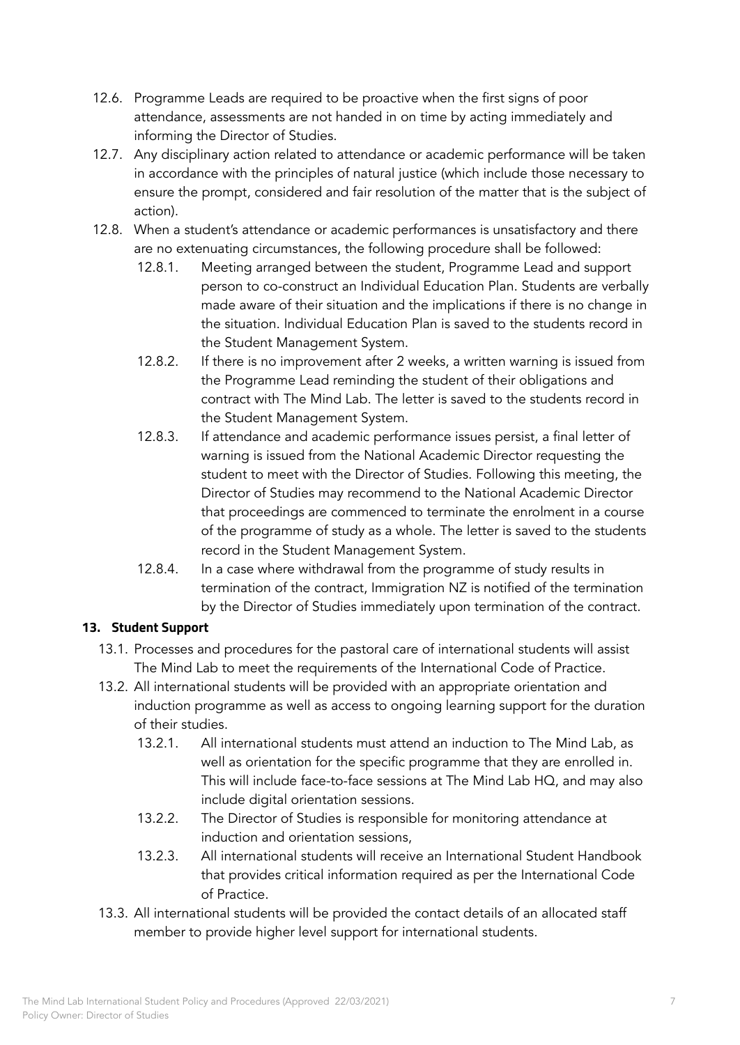12.6. Programme Leads are required to be proactive when the first signs of poor attendance, assessments are not handed in on time by acting immediately and informing the Director of Studies.

12.7. Any disciplinary action related to attendance or academic performance will be taken in accordance with the principles of natural justice (which include those necessary to ensure the prompt, considered and fair resolution of the matter that is the subject of action).

12.8. When a student's attendance or academic performances is unsatisfactory and there are no extenuating circumstances, the following procedure shall be followed:

- 12.8.1. Meeting arranged between the student, Programme Lead and support person to co-construct an Individual Education Plan. Students are verbally made aware of their situation and the implications if there is no change in the situation. Individual Education Plan is saved to the students record in the Student Management System.
- 12.8.2. If there is no improvement after 2 weeks, a written warning is issued from the Programme Lead reminding the student of their obligations and contract with The Mind Lab. The letter is saved to the students record in the Student Management System.
- 12.8.3. If attendance and academic performance issues persist, a final letter of warning is issued from the National Academic Director requesting the student to meet with the Director of Studies. Following this meeting, the Director of Studies may recommend to the National Academic Director that proceedings are commenced to terminate the enrolment in a course of the programme of study as a whole. The letter is saved to the students record in the Student Management System.
- 12.8.4. In a case where withdrawal from the programme of study results in termination of the contract, Immigration NZ is notified of the termination by the Director of Studies immediately upon termination of the contract.

## 13. Student Support

13.1. Processes and procedures for the pastoral care of international students will assist The Mind Lab to meet the requirements of the International Code of Practice.

13.2. All international students will be provided with an appropriate orientation and induction programme as well as access to ongoing learning support for the duration of their studies.

- 13.2.1. All international students must attend an induction to The Mind Lab, as well as orientation for the specific programme that they are enrolled in. This will include face-to-face sessions at The Mind Lab HQ, and may also include digital orientation sessions.
- 13.2.2. The Director of Studies is responsible for monitoring attendance at induction and orientation sessions,
- 13.2.3. All international students will receive an International Student Handbook that provides critical information required as per the International Code of Practice.

13.3. All international students will be provided the contact details of an allocated staff member to provide higher level support for international students.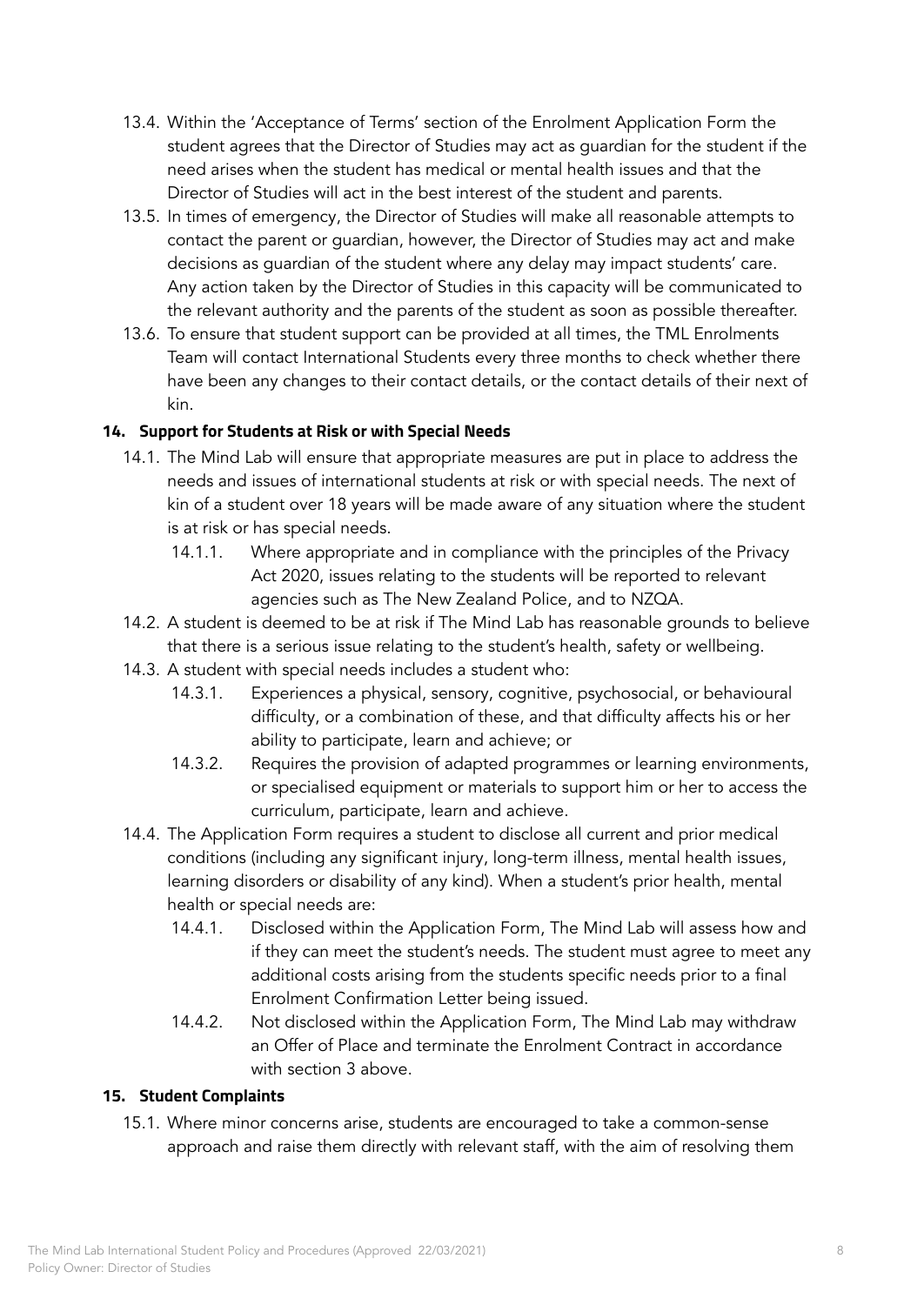13.4. Within the 'Acceptance of Terms' section of the Enrolment Application Form the student agrees that the Director of Studies may act as guardian for the student if the need arises when the student has medical or mental health issues and that the Director of Studies will act in the best interest of the student and parents.

13.5. In times of emergency, the Director of Studies will make all reasonable attempts to contact the parent or guardian, however, the Director of Studies may act and make decisions as guardian of the student where any delay may impact students' care. Any action taken by the Director of Studies in this capacity will be communicated to the relevant authority and the parents of the student as soon as possible thereafter.

13.6. To ensure that student support can be provided at all times, the TML Enrolments Team will contact International Students every three months to check whether there have been any changes to their contact details, or the contact details of their next of kin.

## 14. Support for Students at Risk or with Special Needs

14.1. The Mind Lab will ensure that appropriate measures are put in place to address the needs and issues of international students at risk or with special needs. The next of kin of a student over 18 years will be made aware of any situation where the student is at risk or has special needs.

- 14.1.1. Where appropriate and in compliance with the principles of the Privacy Act 2020, issues relating to the students will be reported to relevant agencies such as The New Zealand Police, and to NZQA.

14.2. A student is deemed to be at risk if The Mind Lab has reasonable grounds to believe that there is a serious issue relating to the student's health, safety or wellbeing.

14.3. A student with special needs includes a student who:

- 14.3.1. Experiences a physical, sensory, cognitive, psychosocial, or behavioural difficulty, or a combination of these, and that difficulty affects his or her ability to participate, learn and achieve; or
- 14.3.2. Requires the provision of adapted programmes or learning environments, or specialised equipment or materials to support him or her to access the curriculum, participate, learn and achieve.

14.4. The Application Form requires a student to disclose all current and prior medical conditions (including any significant injury, long-term illness, mental health issues, learning disorders or disability of any kind). When a student's prior health, mental health or special needs are:

- 14.4.1. Disclosed within the Application Form, The Mind Lab will assess how and if they can meet the student's needs. The student must agree to meet any additional costs arising from the students specific needs prior to a final Enrolment Confirmation Letter being issued.
- 14.4.2. Not disclosed within the Application Form, The Mind Lab may withdraw an Offer of Place and terminate the Enrolment Contract in accordance with section 3 above.

## 15. Student Complaints

15.1. Where minor concerns arise, students are encouraged to take a common-sense approach and raise them directly with relevant staff, with the aim of resolving them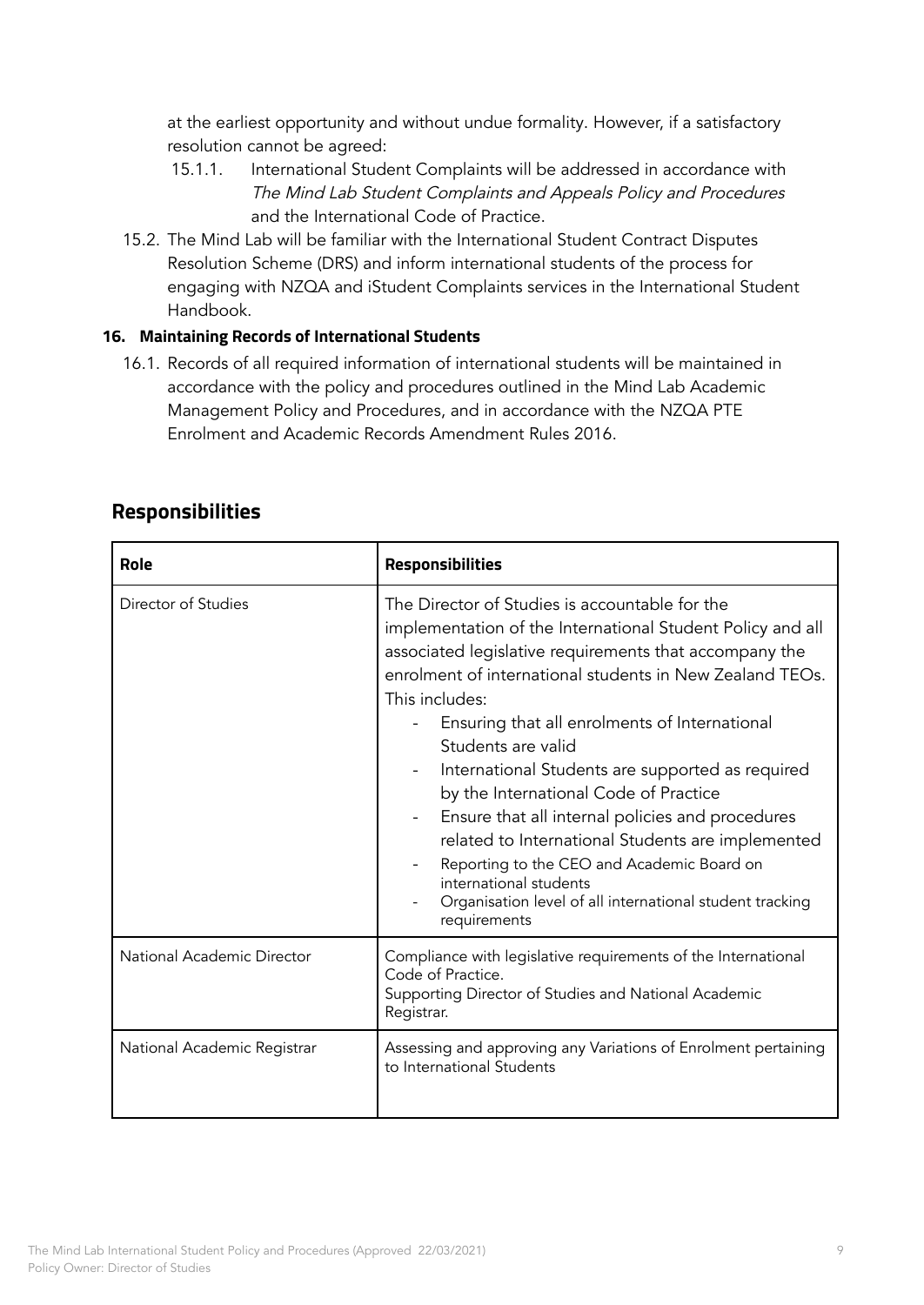at the earliest opportunity and without undue formality. However, if a satisfactory resolution cannot be agreed:

15.1.1. International Student Complaints will be addressed in accordance with *The Mind Lab Student Complaints and Appeals Policy and Procedures* and the International Code of Practice.

15.2. The Mind Lab will be familiar with the International Student Contract Disputes Resolution Scheme (DRS) and inform international students of the process for engaging with NZQA and iStudent Complaints services in the International Student Handbook.

### 16. Maintaining Records of International Students

16.1. Records of all required information of international students will be maintained in accordance with the policy and procedures outlined in the Mind Lab Academic Management Policy and Procedures, and in accordance with the NZQA PTE Enrolment and Academic Records Amendment Rules 2016.

## Responsibilities

| Role | Responsibilities |
| --- | --- |
| Director of Studies | The Director of Studies is accountable for the implementation of the International Student Policy and all associated legislative requirements that accompany the enrolment of international students in New Zealand TEOs. This includes:<br>- Ensuring that all enrolments of International Students are valid<br>- International Students are supported as required by the International Code of Practice<br>- Ensure that all internal policies and procedures related to International Students are implemented<br>- Reporting to the CEO and Academic Board on international students<br>- Organisation level of all international student tracking requirements |
| National Academic Director | Compliance with legislative requirements of the International Code of Practice.<br>Supporting Director of Studies and National Academic Registrar. |
| National Academic Registrar | Assessing and approving any Variations of Enrolment pertaining to International Students |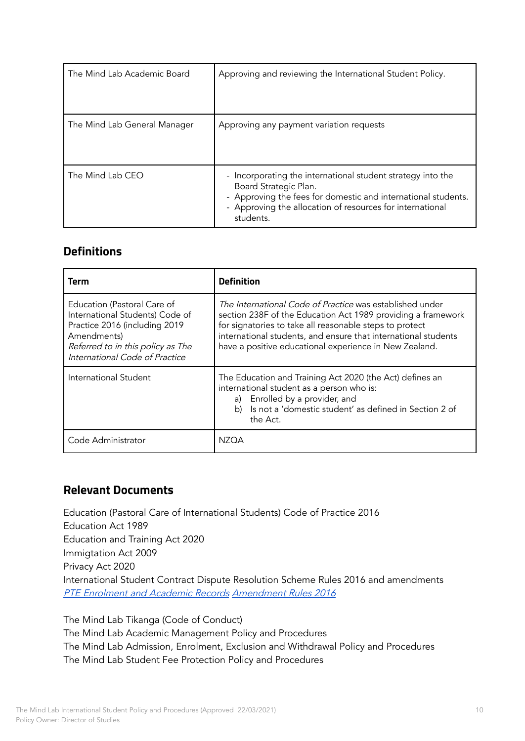| The Mind Lab Academic Board | Approving and reviewing the International Student Policy. |
|---|---|
| The Mind Lab General Manager | Approving any payment variation requests |
| The Mind Lab CEO | - Incorporating the international student strategy into the Board Strategic Plan.<br>- Approving the fees for domestic and international students.<br>- Approving the allocation of resources for international students. |

## Definitions

| Term | Definition |
|---|---|
| Education (Pastoral Care of International Students) Code of Practice 2016 (including 2019 Amendments)<br>*Referred to in this policy as The International Code of Practice* | *The International Code of Practice* was established under section 238F of the Education Act 1989 providing a framework for signatories to take all reasonable steps to protect international students, and ensure that international students have a positive educational experience in New Zealand. |
| International Student | The Education and Training Act 2020 (the Act) defines an international student as a person who is:<br>a) Enrolled by a provider, and<br>b) Is not a 'domestic student' as defined in Section 2 of the Act. |
| Code Administrator | NZQA |

## Relevant Documents

Education (Pastoral Care of International Students) Code of Practice 2016
Education Act 1989
Education and Training Act 2020
Immigtation Act 2009
Privacy Act 2020
International Student Contract Dispute Resolution Scheme Rules 2016 and amendments
*PTE Enrolment and Academic Records Amendment Rules 2016*

The Mind Lab Tikanga (Code of Conduct)
The Mind Lab Academic Management Policy and Procedures
The Mind Lab Admission, Enrolment, Exclusion and Withdrawal Policy and Procedures
The Mind Lab Student Fee Protection Policy and Procedures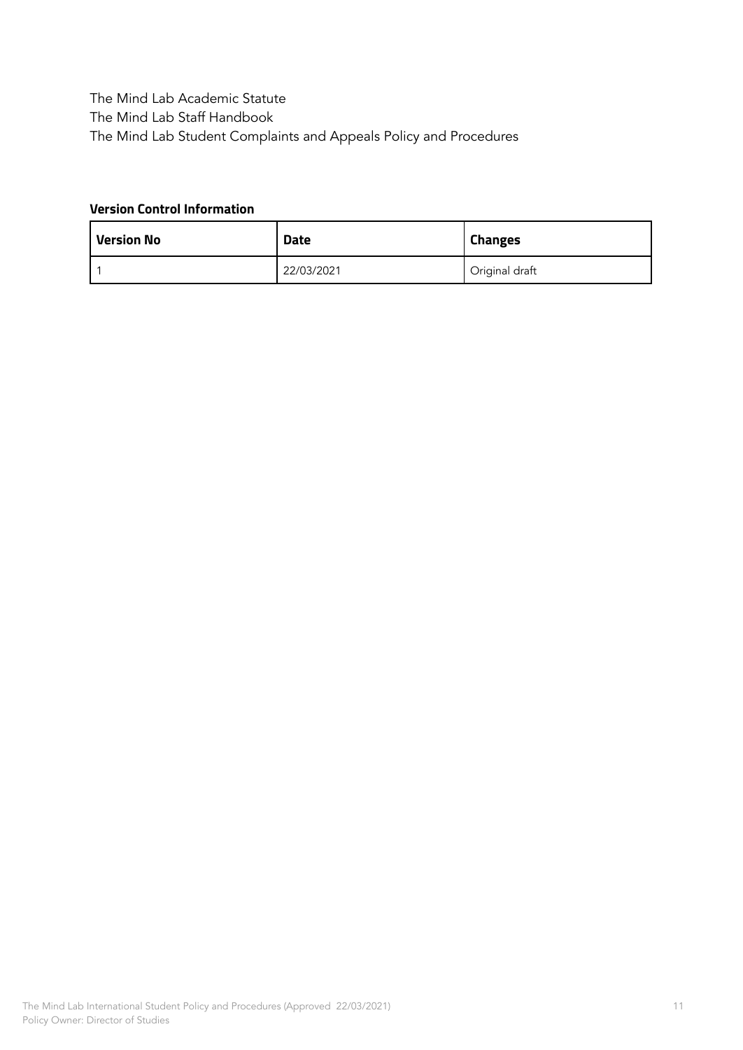The Mind Lab Academic Statute
The Mind Lab Staff Handbook
The Mind Lab Student Complaints and Appeals Policy and Procedures

**Version Control Information**

| Version No | Date | Changes |
| --- | --- | --- |
| 1 | 22/03/2021 | Original draft |